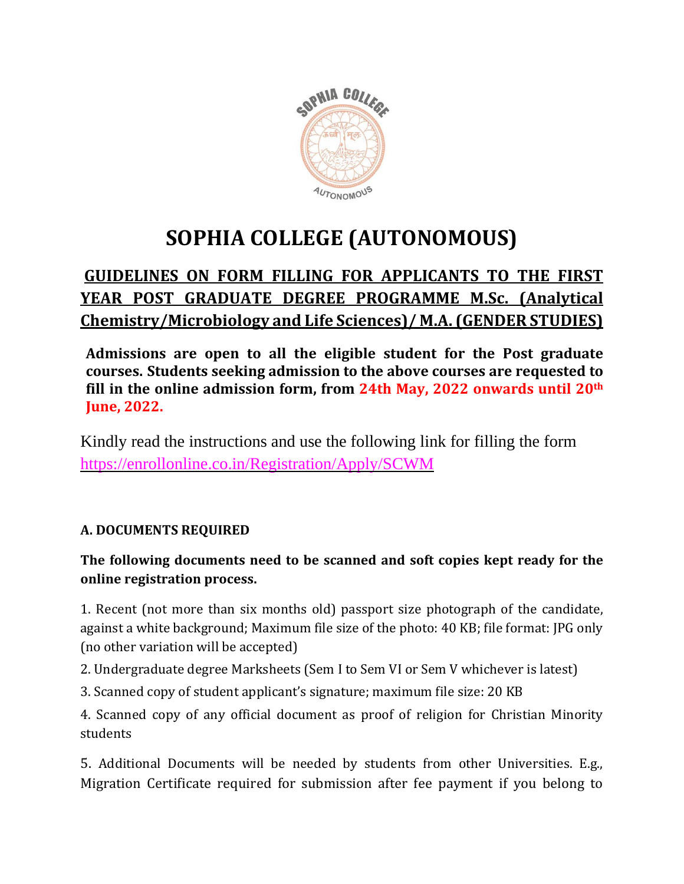# SOPHIA COLLEGE (AUTONOMOUS)

## GUIDELINES ON FORM FILLING FOR APPLICANTS TO THE FIRST YEAR POST GRADUATE DEGREE PROGRAMME M.Sc. (Analytical Chemistry/Microbiology and Life Sciences)/ M.A. (GENDER STUDIES)

**Admissions are open to all the eligible student for the Post graduate courses. Students seeking admission to the above courses are requested to fill in the online admission form, from 24th May, 2022 onwards until 20th June, 2022.**

Kindly read the instructions and use the following link for filling the form https://enrollonline.co.in/Registration/Apply/SCWM

### A. DOCUMENTS REQUIRED

**The following documents need to be scanned and soft copies kept ready for the online registration process.**

1. Recent (not more than six months old) passport size photograph of the candidate, against a white background; Maximum file size of the photo: 40 KB; file format: JPG only (no other variation will be accepted)

2. Undergraduate degree Marksheets (Sem I to Sem VI or Sem V whichever is latest)

3. Scanned copy of student applicant's signature; maximum file size: 20 KB

4. Scanned copy of any official document as proof of religion for Christian Minority students

5. Additional Documents will be needed by students from other Universities. E.g., Migration Certificate required for submission after fee payment if you belong to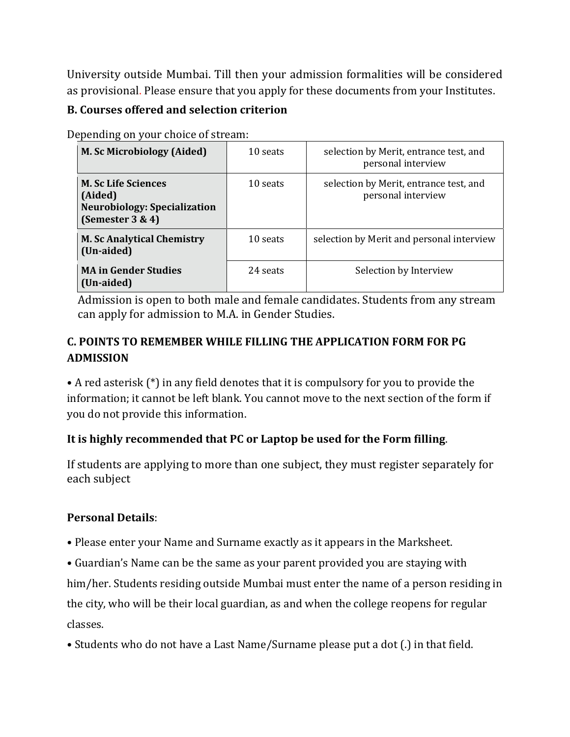University outside Mumbai. Till then your admission formalities will be considered as provisional. Please ensure that you apply for these documents from your Institutes.

**B. Courses offered and selection criterion**

Depending on your choice of stream:

| Course | Seats | Selection criterion |
|---|---|---|
| **M. Sc Microbiology (Aided)** | 10 seats | selection by Merit, entrance test, and personal interview |
| **M. Sc Life Sciences (Aided) Neurobiology: Specialization (Semester 3 & 4)** | 10 seats | selection by Merit, entrance test, and personal interview |
| **M. Sc Analytical Chemistry (Un-aided)** | 10 seats | selection by Merit and personal interview |
| **MA in Gender Studies (Un-aided)** | 24 seats | Selection by Interview |

Admission is open to both male and female candidates. Students from any stream can apply for admission to M.A. in Gender Studies.

**C. POINTS TO REMEMBER WHILE FILLING THE APPLICATION FORM FOR PG ADMISSION**

• A red asterisk (*) in any field denotes that it is compulsory for you to provide the information; it cannot be left blank. You cannot move to the next section of the form if you do not provide this information.

**It is highly recommended that PC or Laptop be used for the Form filling**.

If students are applying to more than one subject, they must register separately for each subject

**Personal Details**:

• Please enter your Name and Surname exactly as it appears in the Marksheet.

• Guardian's Name can be the same as your parent provided you are staying with him/her. Students residing outside Mumbai must enter the name of a person residing in the city, who will be their local guardian, as and when the college reopens for regular classes.

• Students who do not have a Last Name/Surname please put a dot (.) in that field.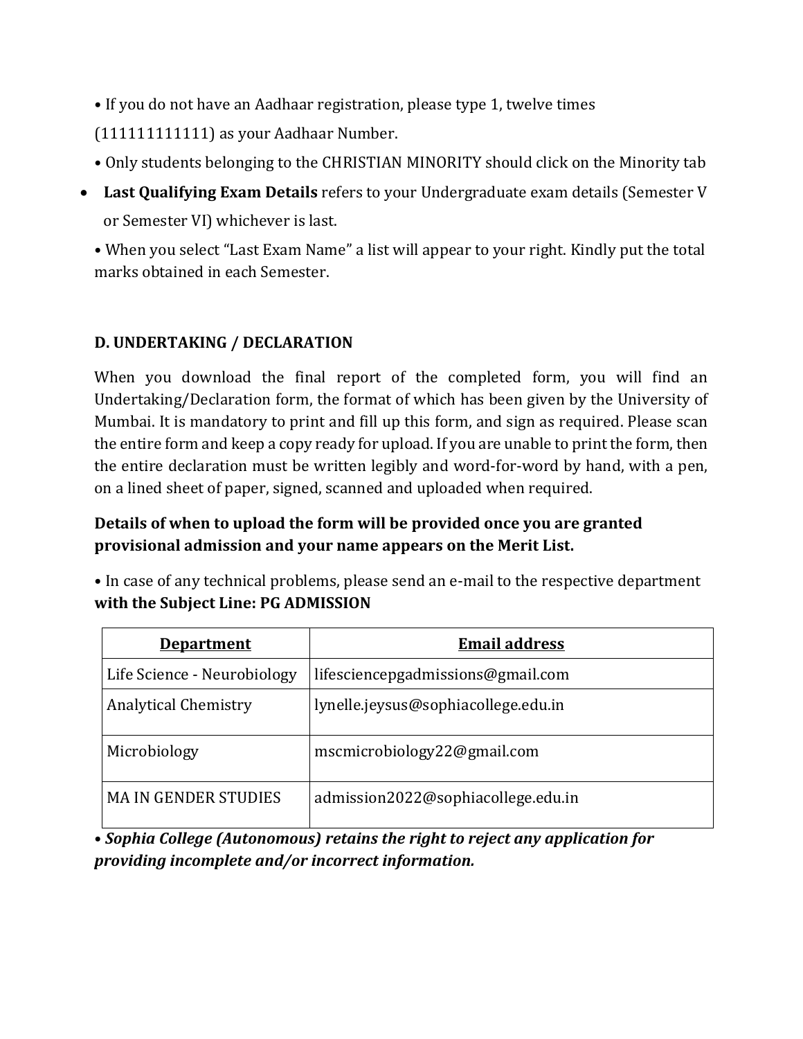- If you do not have an Aadhaar registration, please type 1, twelve times (111111111111) as your Aadhaar Number.
- Only students belonging to the CHRISTIAN MINORITY should click on the Minority tab
- **Last Qualifying Exam Details** refers to your Undergraduate exam details (Semester V or Semester VI) whichever is last.
- When you select "Last Exam Name" a list will appear to your right. Kindly put the total marks obtained in each Semester.

## D. UNDERTAKING / DECLARATION

When you download the final report of the completed form, you will find an Undertaking/Declaration form, the format of which has been given by the University of Mumbai. It is mandatory to print and fill up this form, and sign as required. Please scan the entire form and keep a copy ready for upload. If you are unable to print the form, then the entire declaration must be written legibly and word-for-word by hand, with a pen, on a lined sheet of paper, signed, scanned and uploaded when required.

**Details of when to upload the form will be provided once you are granted provisional admission and your name appears on the Merit List.**

- In case of any technical problems, please send an e-mail to the respective department **with the Subject Line: PG ADMISSION**

| Department | Email address |
|---|---|
| Life Science - Neurobiology | lifesciencepgadmissions@gmail.com |
| Analytical Chemistry | lynelle.jeysus@sophiacollege.edu.in |
| Microbiology | mscmicrobiology22@gmail.com |
| MA IN GENDER STUDIES | admission2022@sophiacollege.edu.in |

- ***Sophia College (Autonomous) retains the right to reject any application for providing incomplete and/or incorrect information.***